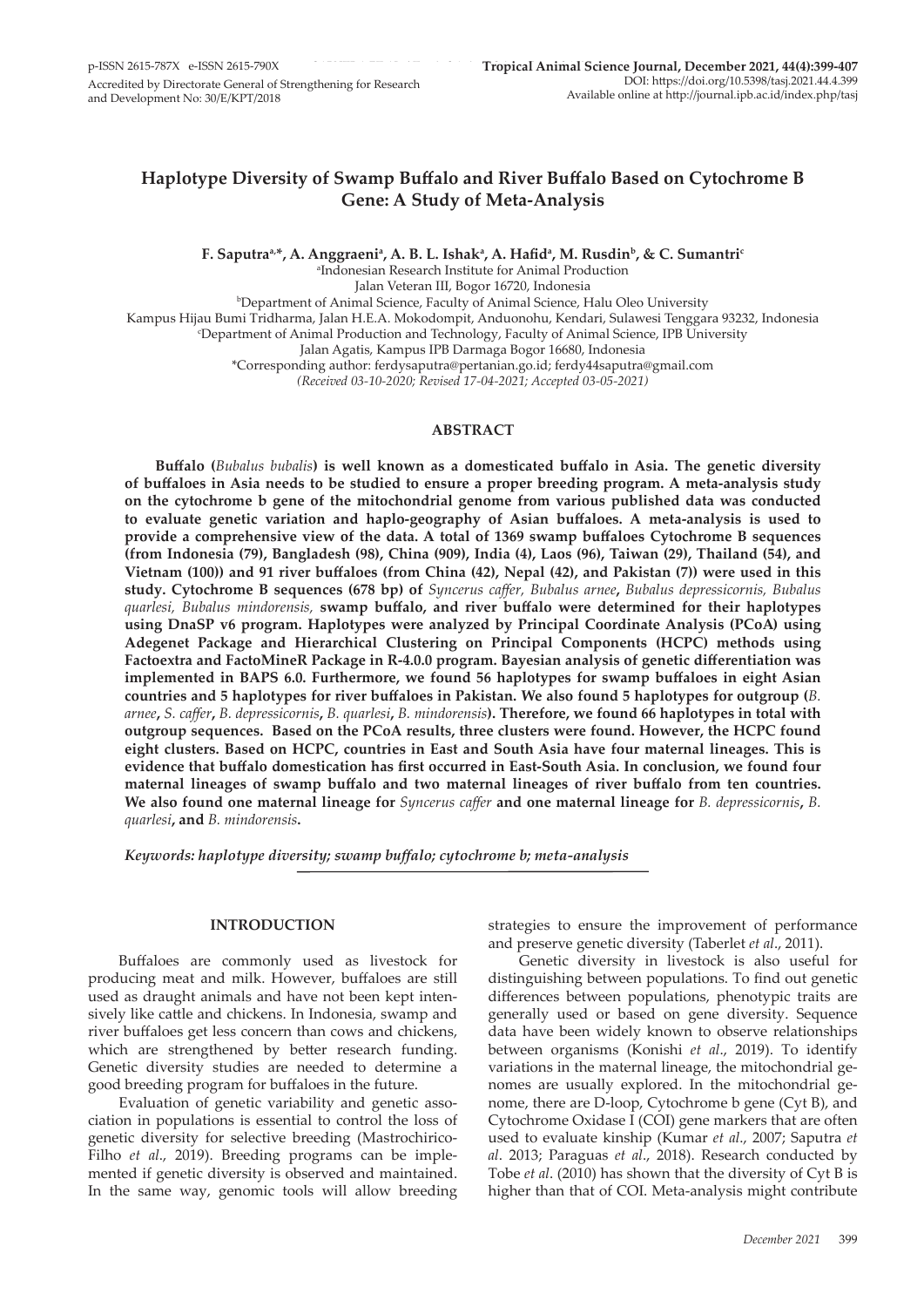# Haplotype Diversity of Swamp Buffalo and River Buffalo Based on Cytochrome B Gene: A Study of Meta-Analysis

**F. Saputra[a,*], A. Anggraeni[a], A. B. L. Ishak[a], A. Hafid[a], M. Rusdin[b], & C. Sumantri[c]**

[a]Indonesian Research Institute for Animal Production
Jalan Veteran III, Bogor 16720, Indonesia
[b]Department of Animal Science, Faculty of Animal Science, Halu Oleo University
Kampus Hijau Bumi Tridharma, Jalan H.E.A. Mokodompit, Anduonohu, Kendari, Sulawesi Tenggara 93232, Indonesia
[c]Department of Animal Production and Technology, Faculty of Animal Science, IPB University
Jalan Agatis, Kampus IPB Darmaga Bogor 16680, Indonesia
*Corresponding author: ferdysaputra@pertanian.go.id; ferdy44saputra@gmail.com
*(Received 03-10-2020; Revised 17-04-2021; Accepted 03-05-2021)*

## ABSTRACT

**Buffalo (*Bubalus bubalis*) is well known as a domesticated buffalo in Asia. The genetic diversity of buffaloes in Asia needs to be studied to ensure a proper breeding program. A meta-analysis study on the cytochrome b gene of the mitochondrial genome from various published data was conducted to evaluate genetic variation and haplo-geography of Asian buffaloes. A meta-analysis is used to provide a comprehensive view of the data. A total of 1369 swamp buffaloes Cytochrome B sequences (from Indonesia (79), Bangladesh (98), China (909), India (4), Laos (96), Taiwan (29), Thailand (54), and Vietnam (100)) and 91 river buffaloes (from China (42), Nepal (42), and Pakistan (7)) were used in this study. Cytochrome B sequences (678 bp) of *Syncerus caffer, Bubalus arnee*, *Bubalus depressicornis, Bubalus quarlesi, Bubalus mindorensis,* swamp buffalo, and river buffalo were determined for their haplotypes using DnaSP v6 program. Haplotypes were analyzed by Principal Coordinate Analysis (PCoA) using Adegenet Package and Hierarchical Clustering on Principal Components (HCPC) methods using Factoextra and FactoMineR Package in R-4.0.0 program. Bayesian analysis of genetic differentiation was implemented in BAPS 6.0. Furthermore, we found 56 haplotypes for swamp buffaloes in eight Asian countries and 5 haplotypes for river buffaloes in Pakistan. We also found 5 haplotypes for outgroup (*B. arnee*, *S. caffer*, *B. depressicornis*, *B. quarlesi*, *B. mindorensis*). Therefore, we found 66 haplotypes in total with outgroup sequences. Based on the PCoA results, three clusters were found. However, the HCPC found eight clusters. Based on HCPC, countries in East and South Asia have four maternal lineages. This is evidence that buffalo domestication has first occurred in East-South Asia. In conclusion, we found four maternal lineages of swamp buffalo and two maternal lineages of river buffalo from ten countries. We also found one maternal lineage for *Syncerus caffer* and one maternal lineage for *B. depressicornis*, *B. quarlesi*, and *B. mindorensis*.**

***Keywords: haplotype diversity; swamp buffalo; cytochrome b; meta-analysis***

## INTRODUCTION

Buffaloes are commonly used as livestock for producing meat and milk. However, buffaloes are still used as draught animals and have not been kept intensively like cattle and chickens. In Indonesia, swamp and river buffaloes get less concern than cows and chickens, which are strengthened by better research funding. Genetic diversity studies are needed to determine a good breeding program for buffaloes in the future.

Evaluation of genetic variability and genetic association in populations is essential to control the loss of genetic diversity for selective breeding (Mastrochirico-Filho *et al*., 2019). Breeding programs can be implemented if genetic diversity is observed and maintained. In the same way, genomic tools will allow breeding strategies to ensure the improvement of performance and preserve genetic diversity (Taberlet *et al*., 2011).

Genetic diversity in livestock is also useful for distinguishing between populations. To find out genetic differences between populations, phenotypic traits are generally used or based on gene diversity. Sequence data have been widely known to observe relationships between organisms (Konishi *et al*., 2019). To identify variations in the maternal lineage, the mitochondrial genomes are usually explored. In the mitochondrial genome, there are D-loop, Cytochrome b gene (Cyt B), and Cytochrome Oxidase I (COI) gene markers that are often used to evaluate kinship (Kumar *et al*., 2007; Saputra *et al*. 2013; Paraguas *et al*., 2018). Research conducted by Tobe *et al*. (2010) has shown that the diversity of Cyt B is higher than that of COI. Meta-analysis might contribute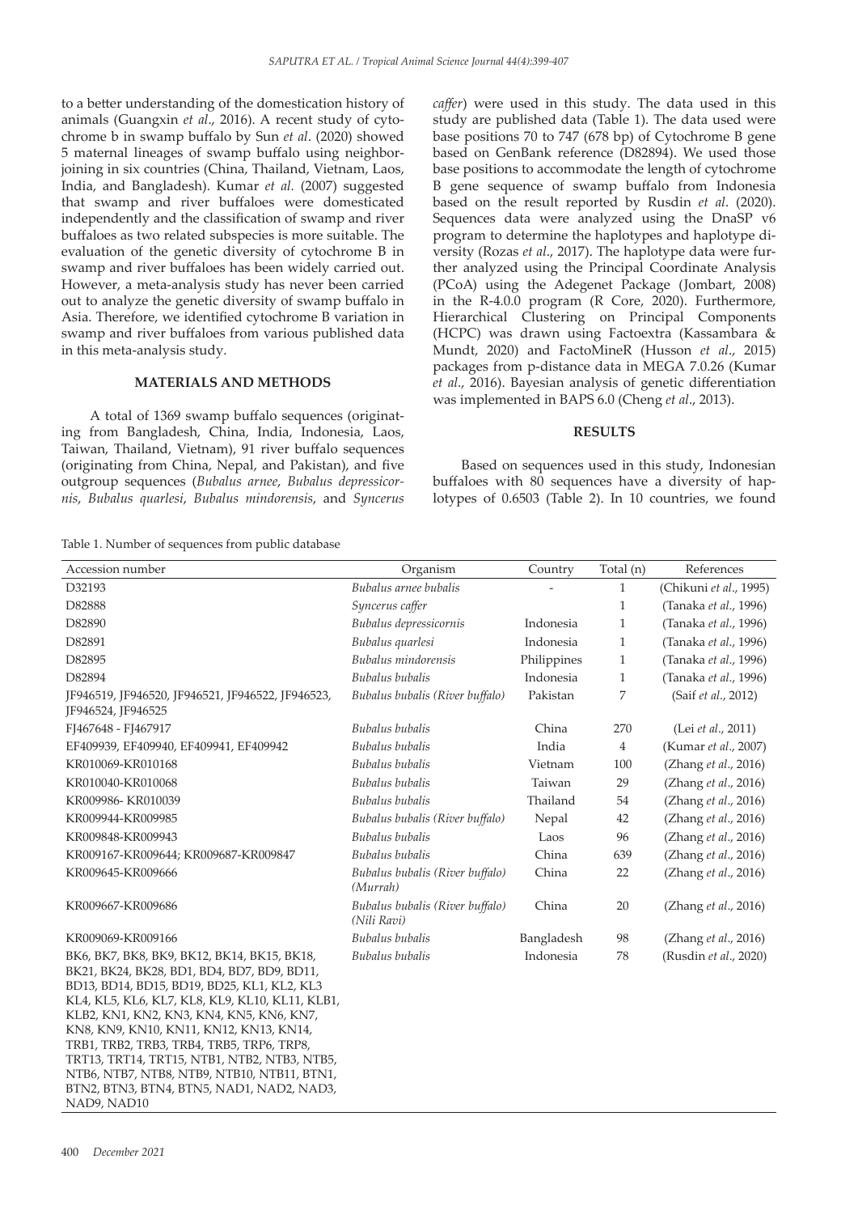to a better understanding of the domestication history of animals (Guangxin *et al*., 2016). A recent study of cytochrome b in swamp buffalo by Sun *et al*. (2020) showed 5 maternal lineages of swamp buffalo using neighbor-joining in six countries (China, Thailand, Vietnam, Laos, India, and Bangladesh). Kumar *et al.* (2007) suggested that swamp and river buffaloes were domesticated independently and the classification of swamp and river buffaloes as two related subspecies is more suitable. The evaluation of the genetic diversity of cytochrome B in swamp and river buffaloes has been widely carried out. However, a meta-analysis study has never been carried out to analyze the genetic diversity of swamp buffalo in Asia. Therefore, we identified cytochrome B variation in swamp and river buffaloes from various published data in this meta-analysis study.

## MATERIALS AND METHODS

A total of 1369 swamp buffalo sequences (originating from Bangladesh, China, India, Indonesia, Laos, Taiwan, Thailand, Vietnam), 91 river buffalo sequences (originating from China, Nepal, and Pakistan), and five outgroup sequences (*Bubalus arnee*, *Bubalus depressicornis*, *Bubalus quarlesi*, *Bubalus mindorensis*, and *Syncerus caffer*) were used in this study. The data used in this study are published data (Table 1). The data used were base positions 70 to 747 (678 bp) of Cytochrome B gene based on GenBank reference (D82894). We used those base positions to accommodate the length of cytochrome B gene sequence of swamp buffalo from Indonesia based on the result reported by Rusdin *et al*. (2020). Sequences data were analyzed using the DnaSP v6 program to determine the haplotypes and haplotype diversity (Rozas *et al*., 2017). The haplotype data were further analyzed using the Principal Coordinate Analysis (PCoA) using the Adegenet Package (Jombart, 2008) in the R-4.0.0 program (R Core, 2020). Furthermore, Hierarchical Clustering on Principal Components (HCPC) was drawn using Factoextra (Kassambara & Mundt, 2020) and FactoMineR (Husson *et al*., 2015) packages from p-distance data in MEGA 7.0.26 (Kumar *et al*., 2016). Bayesian analysis of genetic differentiation was implemented in BAPS 6.0 (Cheng *et al*., 2013).

## RESULTS

Based on sequences used in this study, Indonesian buffaloes with 80 sequences have a diversity of haplotypes of 0.6503 (Table 2). In 10 countries, we found

Table 1. Number of sequences from public database

| Accession number | Organism | Country | Total (n) | References |
|---|---|---|---|---|
| D32193 | *Bubalus arnee bubalis* | - | 1 | (Chikuni *et al*., 1995) |
| D82888 | *Syncerus caffer* | | 1 | (Tanaka *et al*., 1996) |
| D82890 | *Bubalus depressicornis* | Indonesia | 1 | (Tanaka *et al*., 1996) |
| D82891 | *Bubalus quarlesi* | Indonesia | 1 | (Tanaka *et al*., 1996) |
| D82895 | *Bubalus mindorensis* | Philippines | 1 | (Tanaka *et al*., 1996) |
| D82894 | *Bubalus bubalis* | Indonesia | 1 | (Tanaka *et al*., 1996) |
| JF946519, JF946520, JF946521, JF946522, JF946523, JF946524, JF946525 | *Bubalus bubalis (River buffalo)* | Pakistan | 7 | (Saif *et al*., 2012) |
| FJ467648 - FJ467917 | *Bubalus bubalis* | China | 270 | (Lei *et al*., 2011) |
| EF409939, EF409940, EF409941, EF409942 | *Bubalus bubalis* | India | 4 | (Kumar *et al*., 2007) |
| KR010069-KR010168 | *Bubalus bubalis* | Vietnam | 100 | (Zhang *et al*., 2016) |
| KR010040-KR010068 | *Bubalus bubalis* | Taiwan | 29 | (Zhang *et al*., 2016) |
| KR009986- KR010039 | *Bubalus bubalis* | Thailand | 54 | (Zhang *et al*., 2016) |
| KR009944-KR009985 | *Bubalus bubalis (River buffalo)* | Nepal | 42 | (Zhang *et al*., 2016) |
| KR009848-KR009943 | *Bubalus bubalis* | Laos | 96 | (Zhang *et al*., 2016) |
| KR009167-KR009644; KR009687-KR009847 | *Bubalus bubalis* | China | 639 | (Zhang *et al*., 2016) |
| KR009645-KR009666 | *Bubalus bubalis (River buffalo) (Murrah)* | China | 22 | (Zhang *et al*., 2016) |
| KR009667-KR009686 | *Bubalus bubalis (River buffalo) (Nili Ravi)* | China | 20 | (Zhang *et al*., 2016) |
| KR009069-KR009166 | *Bubalus bubalis* | Bangladesh | 98 | (Zhang *et al*., 2016) |
| BK6, BK7, BK8, BK9, BK12, BK14, BK15, BK18, BK21, BK24, BK28, BD1, BD4, BD7, BD9, BD11, BD13, BD14, BD15, BD19, BD25, KL1, KL2, KL3 KL4, KL5, KL6, KL7, KL8, KL9, KL10, KL11, KLB1, KLB2, KN1, KN2, KN3, KN4, KN5, KN6, KN7, KN8, KN9, KN10, KN11, KN12, KN13, KN14, TRB1, TRB2, TRB3, TRB4, TRB5, TRP6, TRP8, TRT13, TRT14, TRT15, NTB1, NTB2, NTB3, NTB5, NTB6, NTB7, NTB8, NTB9, NTB10, NTB11, BTN1, BTN2, BTN3, BTN4, BTN5, NAD1, NAD2, NAD3, NAD9, NAD10 | *Bubalus bubalis* | Indonesia | 78 | (Rusdin *et al*., 2020) |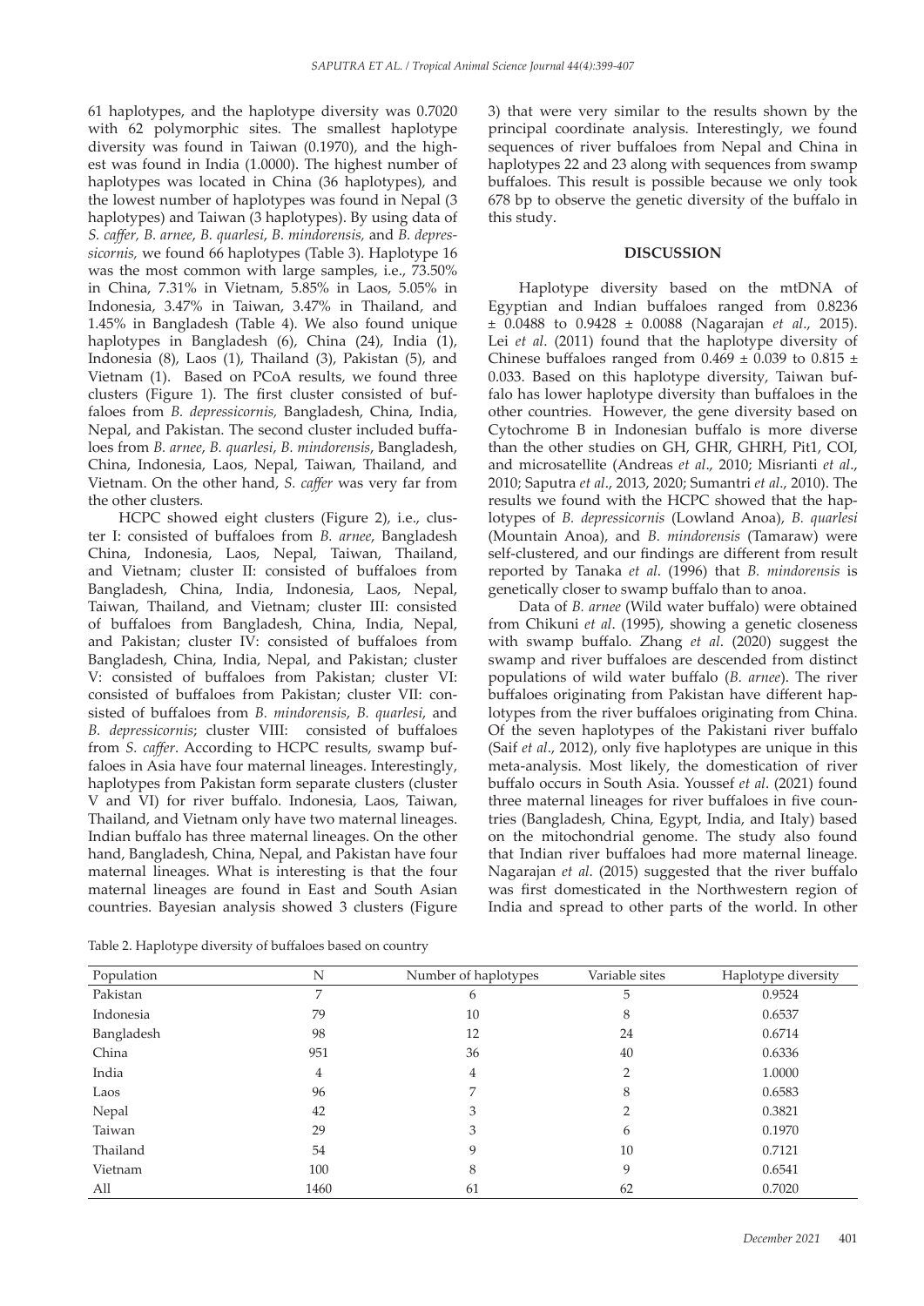61 haplotypes, and the haplotype diversity was 0.7020 with 62 polymorphic sites. The smallest haplotype diversity was found in Taiwan (0.1970), and the highest was found in India (1.0000). The highest number of haplotypes was located in China (36 haplotypes), and the lowest number of haplotypes was found in Nepal (3 haplotypes) and Taiwan (3 haplotypes). By using data of *S. caffer*, *B. arnee*, *B. quarlesi*, *B. mindorensis,* and *B. depressicornis,* we found 66 haplotypes (Table 3). Haplotype 16 was the most common with large samples, i.e., 73.50% in China, 7.31% in Vietnam, 5.85% in Laos, 5.05% in Indonesia, 3.47% in Taiwan, 3.47% in Thailand, and 1.45% in Bangladesh (Table 4). We also found unique haplotypes in Bangladesh (6), China (24), India (1), Indonesia (8), Laos (1), Thailand (3), Pakistan (5), and Vietnam (1). Based on PCoA results, we found three clusters (Figure 1). The first cluster consisted of buffaloes from *B. depressicornis,* Bangladesh, China, India, Nepal, and Pakistan. The second cluster included buffaloes from *B. arnee*, *B. quarlesi*, *B. mindorensis*, Bangladesh, China, Indonesia, Laos, Nepal, Taiwan, Thailand, and Vietnam. On the other hand, *S. caffer* was very far from the other clusters.

HCPC showed eight clusters (Figure 2), i.e., cluster I: consisted of buffaloes from *B. arnee*, Bangladesh China, Indonesia, Laos, Nepal, Taiwan, Thailand, and Vietnam; cluster II: consisted of buffaloes from Bangladesh, China, India, Indonesia, Laos, Nepal, Taiwan, Thailand, and Vietnam; cluster III: consisted of buffaloes from Bangladesh, China, India, Nepal, and Pakistan; cluster IV: consisted of buffaloes from Bangladesh, China, India, Nepal, and Pakistan; cluster V: consisted of buffaloes from Pakistan; cluster VI: consisted of buffaloes from Pakistan; cluster VII: consisted of buffaloes from *B. mindorensis*, *B. quarlesi*, and *B. depressicornis*; cluster VIII: consisted of buffaloes from *S. caffer*. According to HCPC results, swamp buffaloes in Asia have four maternal lineages. Interestingly, haplotypes from Pakistan form separate clusters (cluster V and VI) for river buffalo. Indonesia, Laos, Taiwan, Thailand, and Vietnam only have two maternal lineages. Indian buffalo has three maternal lineages. On the other hand, Bangladesh, China, Nepal, and Pakistan have four maternal lineages. What is interesting is that the four maternal lineages are found in East and South Asian countries. Bayesian analysis showed 3 clusters (Figure 3) that were very similar to the results shown by the principal coordinate analysis. Interestingly, we found sequences of river buffaloes from Nepal and China in haplotypes 22 and 23 along with sequences from swamp buffaloes. This result is possible because we only took 678 bp to observe the genetic diversity of the buffalo in this study.

## DISCUSSION

Haplotype diversity based on the mtDNA of Egyptian and Indian buffaloes ranged from 0.8236 ± 0.0488 to 0.9428 ± 0.0088 (Nagarajan *et al*., 2015). Lei *et al*. (2011) found that the haplotype diversity of Chinese buffaloes ranged from 0.469 ± 0.039 to 0.815 ± 0.033. Based on this haplotype diversity, Taiwan buffalo has lower haplotype diversity than buffaloes in the other countries. However, the gene diversity based on Cytochrome B in Indonesian buffalo is more diverse than the other studies on GH, GHR, GHRH, Pit1, COI, and microsatellite (Andreas *et al*., 2010; Misrianti *et al*., 2010; Saputra *et al*., 2013, 2020; Sumantri *et al*., 2010). The results we found with the HCPC showed that the haplotypes of *B. depressicornis* (Lowland Anoa), *B. quarlesi* (Mountain Anoa), and *B. mindorensis* (Tamaraw) were self-clustered, and our findings are different from result reported by Tanaka *et al*. (1996) that *B. mindorensis* is genetically closer to swamp buffalo than to anoa.

Data of *B. arnee* (Wild water buffalo) were obtained from Chikuni *et al*. (1995), showing a genetic closeness with swamp buffalo. Zhang *et al*. (2020) suggest the swamp and river buffaloes are descended from distinct populations of wild water buffalo (*B. arnee*). The river buffaloes originating from Pakistan have different haplotypes from the river buffaloes originating from China. Of the seven haplotypes of the Pakistani river buffalo (Saif *et al*., 2012), only five haplotypes are unique in this meta-analysis. Most likely, the domestication of river buffalo occurs in South Asia. Youssef *et al*. (2021) found three maternal lineages for river buffaloes in five countries (Bangladesh, China, Egypt, India, and Italy) based on the mitochondrial genome. The study also found that Indian river buffaloes had more maternal lineage. Nagarajan *et al*. (2015) suggested that the river buffalo was first domesticated in the Northwestern region of India and spread to other parts of the world. In other

Table 2. Haplotype diversity of buffaloes based on country

| Population | N | Number of haplotypes | Variable sites | Haplotype diversity |
|---|---|---|---|---|
| Pakistan | 7 | 6 | 5 | 0.9524 |
| Indonesia | 79 | 10 | 8 | 0.6537 |
| Bangladesh | 98 | 12 | 24 | 0.6714 |
| China | 951 | 36 | 40 | 0.6336 |
| India | 4 | 4 | 2 | 1.0000 |
| Laos | 96 | 7 | 8 | 0.6583 |
| Nepal | 42 | 3 | 2 | 0.3821 |
| Taiwan | 29 | 3 | 6 | 0.1970 |
| Thailand | 54 | 9 | 10 | 0.7121 |
| Vietnam | 100 | 8 | 9 | 0.6541 |
| All | 1460 | 61 | 62 | 0.7020 |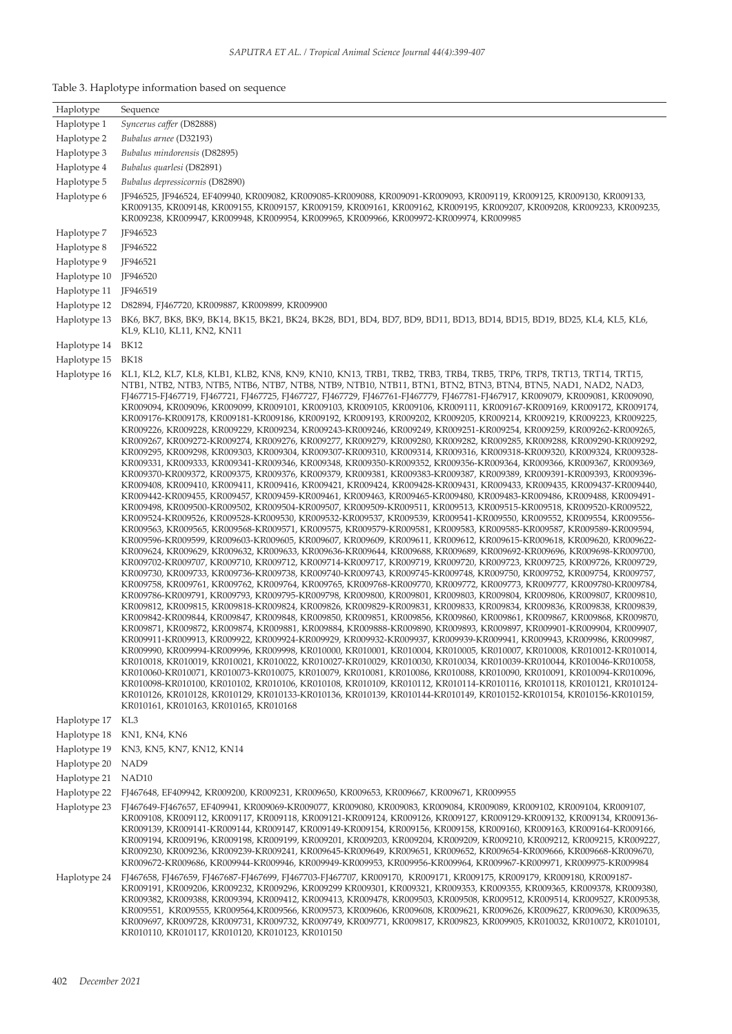Table 3. Haplotype information based on sequence

| Haplotype | Sequence |
|---|---|
| Haplotype 1 | *Syncerus caffer* (D82888) |
| Haplotype 2 | *Bubalus arnee* (D32193) |
| Haplotype 3 | *Bubalus mindorensis* (D82895) |
| Haplotype 4 | *Bubalus quarlesi* (D82891) |
| Haplotype 5 | *Bubalus depressicornis* (D82890) |
| Haplotype 6 | JF946525, JF946524, EF409940, KR009082, KR009085-KR009088, KR009091-KR009093, KR009119, KR009125, KR009130, KR009133, KR009135, KR009148, KR009155, KR009157, KR009159, KR009161, KR009162, KR009195, KR009207, KR009208, KR009233, KR009235, KR009238, KR009947, KR009948, KR009954, KR009965, KR009966, KR009972-KR009974, KR009985 |
| Haplotype 7 | JF946523 |
| Haplotype 8 | JF946522 |
| Haplotype 9 | JF946521 |
| Haplotype 10 | JF946520 |
| Haplotype 11 | JF946519 |
| Haplotype 12 | D82894, FJ467720, KR009887, KR009899, KR009900 |
| Haplotype 13 | BK6, BK7, BK8, BK9, BK14, BK15, BK21, BK24, BK28, BD1, BD4, BD7, BD9, BD11, BD13, BD14, BD15, BD19, BD25, KL4, KL5, KL6, KL9, KL10, KL11, KN2, KN11 |
| Haplotype 14 | BK12 |
| Haplotype 15 | BK18 |
| Haplotype 16 | KL1, KL2, KL7, KL8, KLB1, KLB2, KN8, KN9, KN10, KN13, TRB1, TRB2, TRB3, TRB4, TRB5, TRP6, TRP8, TRT13, TRT14, TRT15, NTB1, NTB2, NTB3, NTB5, NTB6, NTB7, NTB8, NTB9, NTB10, NTB11, BTN1, BTN2, BTN3, BTN4, BTN5, NAD1, NAD2, NAD3, FJ467715-FJ467719, FJ467721, FJ467725, FJ467727, FJ467729, FJ467761-FJ467779, FJ467781-FJ467917, KR009079, KR009081, KR009090, KR009094, KR009096, KR009099, KR009101, KR009103, KR009105, KR009106, KR009111, KR009167-KR009169, KR009172, KR009174, KR009176-KR009178, KR009181-KR009186, KR009192, KR009193, KR009202, KR009205, KR009214, KR009219, KR009223, KR009225, KR009226, KR009228, KR009229, KR009234, KR009243-KR009246, KR009249, KR009251-KR009254, KR009259, KR009262-KR009265, KR009267, KR009272-KR009274, KR009276, KR009277, KR009279, KR009280, KR009282, KR009285, KR009288, KR009290-KR009292, KR009295, KR009298, KR009303, KR009304, KR009307-KR009310, KR009314, KR009316, KR009318-KR009320, KR009324, KR009328-KR009331, KR009333, KR009341-KR009346, KR009348, KR009350-KR009352, KR009356-KR009364, KR009366, KR009367, KR009369, KR009370-KR009372, KR009375, KR009376, KR009379, KR009381, KR009383-KR009387, KR009389, KR009391-KR009393, KR009396-KR009408, KR009410, KR009411, KR009416, KR009421, KR009424, KR009428-KR009431, KR009433, KR009435, KR009437-KR009440, KR009442-KR009455, KR009457, KR009459-KR009461, KR009463, KR009465-KR009480, KR009483-KR009486, KR009488, KR009491-KR009498, KR009500-KR009502, KR009504-KR009507, KR009509-KR009511, KR009513, KR009515-KR009518, KR009520-KR009522, KR009524-KR009526, KR009528-KR009530, KR009532-KR009537, KR009539, KR009541-KR009550, KR009552, KR009554, KR009556-KR009563, KR009565, KR009568-KR009571, KR009575, KR009579-KR009581, KR009583, KR009585-KR009587, KR009589-KR009594, KR009596-KR009599, KR009603-KR009605, KR009607, KR009609, KR009611, KR009612, KR009615-KR009618, KR009620, KR009622-KR009624, KR009629, KR009632, KR009633, KR009636-KR009644, KR009688, KR009689, KR009692-KR009696, KR009698-KR009700, KR009702-KR009707, KR009710, KR009712, KR009714-KR009717, KR009719, KR009720, KR009723, KR009725, KR009726, KR009729, KR009730, KR009733, KR009736-KR009738, KR009740-KR009743, KR009745-KR009748, KR009750, KR009752, KR009754, KR009757, KR009758, KR009761, KR009762, KR009764, KR009765, KR009768-KR009770, KR009772, KR009773, KR009777, KR009780-KR009784, KR009786-KR009791, KR009793, KR009795-KR009798, KR009800, KR009801, KR009803, KR009804, KR009806, KR009807, KR009810, KR009812, KR009815, KR009818-KR009824, KR009826, KR009829-KR009831, KR009833, KR009834, KR009836, KR009838, KR009839, KR009842-KR009844, KR009847, KR009848, KR009850, KR009851, KR009856, KR009860, KR009861, KR009867, KR009868, KR009870, KR009871, KR009872, KR009874, KR009881, KR009884, KR009888-KR009890, KR009893, KR009897, KR009901-KR009904, KR009907, KR009911-KR009913, KR009922, KR009924-KR009929, KR009932-KR009937, KR009939-KR009941, KR009943, KR009986, KR009987, KR009990, KR009994-KR009996, KR009998, KR010000, KR010001, KR010004, KR010005, KR010007, KR010008, KR010012-KR010014, KR010018, KR010019, KR010021, KR010022, KR010027-KR010029, KR010030, KR010034, KR010039-KR010044, KR010046-KR010058, KR010060-KR010071, KR010073-KR010075, KR010079, KR010081, KR010086, KR010088, KR010090, KR010091, KR010094-KR010096, KR010098-KR010100, KR010102, KR010106, KR010108, KR010109, KR010112, KR010114-KR010116, KR010118, KR010121, KR010124-KR010126, KR010128, KR010129, KR010133-KR010136, KR010139, KR010144-KR010149, KR010152-KR010154, KR010156-KR010159, KR010161, KR010163, KR010165, KR010168 |
| Haplotype 17 | KL3 |
| Haplotype 18 | KN1, KN4, KN6 |
| Haplotype 19 | KN3, KN5, KN7, KN12, KN14 |
| Haplotype 20 | NAD9 |
| Haplotype 21 | NAD10 |
| Haplotype 22 | FJ467648, EF409942, KR009200, KR009231, KR009650, KR009653, KR009667, KR009671, KR009955 |
| Haplotype 23 | FJ467649-FJ467657, EF409941, KR009069-KR009077, KR009080, KR009083, KR009084, KR009089, KR009102, KR009104, KR009107, KR009108, KR009112, KR009117, KR009118, KR009121-KR009124, KR009126, KR009127, KR009129-KR009132, KR009134, KR009136-KR009139, KR009141-KR009144, KR009147, KR009149-KR009154, KR009156, KR009158, KR009160, KR009163, KR009164-KR009166, KR009194, KR009196, KR009198, KR009199, KR009201, KR009203, KR009204, KR009209, KR009210, KR009212, KR009215, KR009227, KR009230, KR009236, KR009239-KR009241, KR009645-KR009649, KR009651, KR009652, KR009654-KR009666, KR009668-KR009670, KR009672-KR009686, KR009944-KR009946, KR009949-KR009953, KR009956-KR009964, KR009967-KR009971, KR009975-KR009984 |
| Haplotype 24 | FJ467658, FJ467659, FJ467687-FJ467699, FJ467703-FJ467707, KR009170, KR009171, KR009175, KR009179, KR009180, KR009187-KR009191, KR009206, KR009232, KR009296, KR009299 KR009301, KR009321, KR009353, KR009355, KR009365, KR009378, KR009380, KR009382, KR009388, KR009394, KR009412, KR009413, KR009478, KR009503, KR009508, KR009512, KR009514, KR009527, KR009538, KR009551, KR009555, KR009564,KR009566, KR009573, KR009606, KR009608, KR009621, KR009626, KR009627, KR009630, KR009635, KR009697, KR009728, KR009731, KR009732, KR009749, KR009771, KR009817, KR009823, KR009905, KR010032, KR010072, KR010101, KR010110, KR010117, KR010120, KR010123, KR010150 |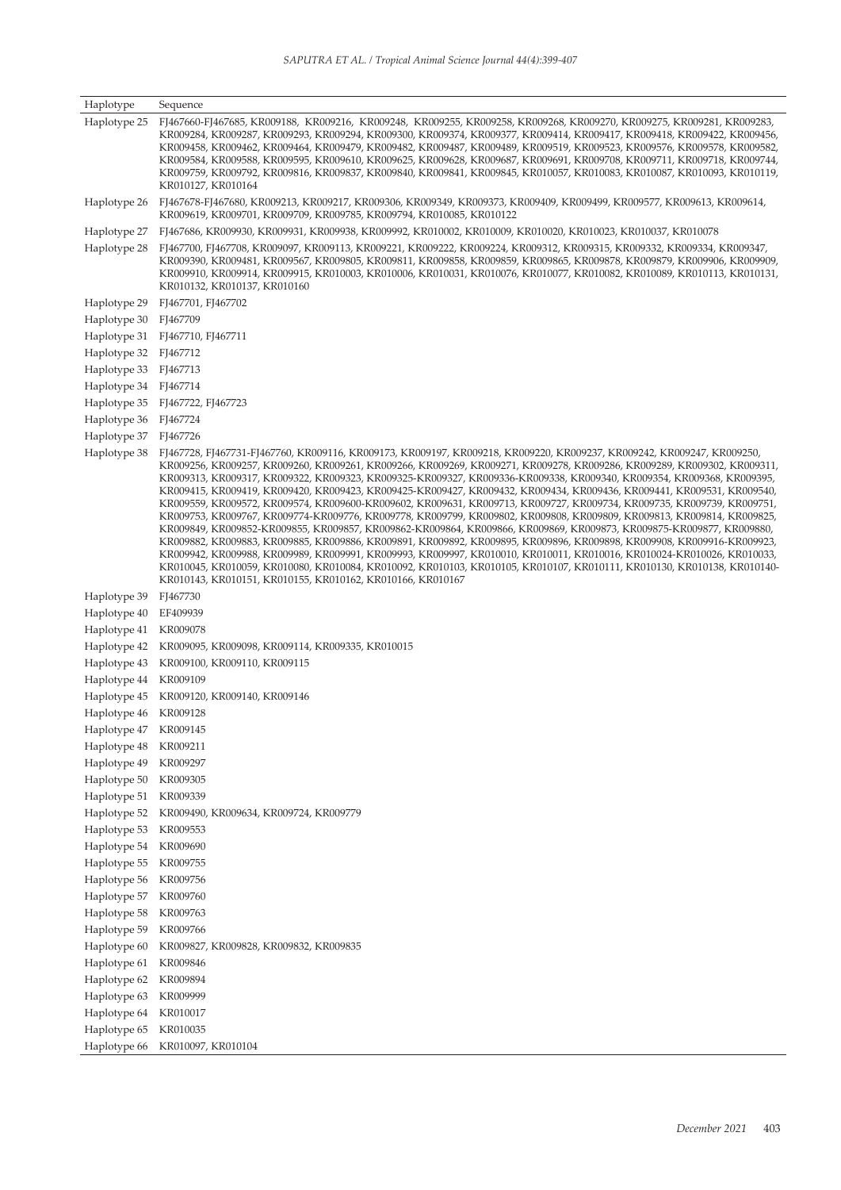| Haplotype | Sequence |
|---|---|
| Haplotype 25 | FJ467660-FJ467685, KR009188, KR009216, KR009248, KR009255, KR009258, KR009268, KR009270, KR009275, KR009281, KR009283, KR009284, KR009287, KR009293, KR009294, KR009300, KR009374, KR009377, KR009414, KR009417, KR009418, KR009422, KR009456, KR009458, KR009462, KR009464, KR009479, KR009482, KR009487, KR009489, KR009519, KR009523, KR009576, KR009578, KR009582, KR009584, KR009588, KR009595, KR009610, KR009625, KR009628, KR009687, KR009691, KR009708, KR009711, KR009718, KR009744, KR009759, KR009792, KR009816, KR009837, KR009840, KR009841, KR009845, KR010057, KR010083, KR010087, KR010093, KR010119, KR010127, KR010164 |
| Haplotype 26 | FJ467678-FJ467680, KR009213, KR009217, KR009306, KR009349, KR009373, KR009409, KR009499, KR009577, KR009613, KR009614, KR009619, KR009701, KR009709, KR009785, KR009794, KR010085, KR010122 |
| Haplotype 27 | FJ467686, KR009930, KR009931, KR009938, KR009992, KR010002, KR010009, KR010020, KR010023, KR010037, KR010078 |
| Haplotype 28 | FJ467700, FJ467708, KR009097, KR009113, KR009221, KR009222, KR009224, KR009312, KR009315, KR009332, KR009334, KR009347, KR009390, KR009481, KR009567, KR009805, KR009811, KR009858, KR009859, KR009865, KR009878, KR009879, KR009906, KR009909, KR009910, KR009914, KR009915, KR010003, KR010006, KR010031, KR010076, KR010077, KR010082, KR010089, KR010113, KR010131, KR010132, KR010137, KR010160 |
| Haplotype 29 | FJ467701, FJ467702 |
| Haplotype 30 | FJ467709 |
| Haplotype 31 | FJ467710, FJ467711 |
| Haplotype 32 | FJ467712 |
| Haplotype 33 | FJ467713 |
| Haplotype 34 | FJ467714 |
| Haplotype 35 | FJ467722, FJ467723 |
| Haplotype 36 | FJ467724 |
| Haplotype 37 | FJ467726 |
| Haplotype 38 | FJ467728, FJ467731-FJ467760, KR009116, KR009173, KR009197, KR009218, KR009220, KR009237, KR009242, KR009247, KR009250, KR009256, KR009257, KR009260, KR009261, KR009266, KR009269, KR009271, KR009278, KR009286, KR009289, KR009302, KR009311, KR009313, KR009317, KR009322, KR009323, KR009325-KR009327, KR009336-KR009338, KR009340, KR009354, KR009368, KR009395, KR009415, KR009419, KR009420, KR009423, KR009425-KR009427, KR009432, KR009434, KR009436, KR009441, KR009531, KR009540, KR009559, KR009572, KR009574, KR009600-KR009602, KR009631, KR009713, KR009727, KR009734, KR009735, KR009739, KR009751, KR009753, KR009767, KR009774-KR009776, KR009778, KR009799, KR009802, KR009808, KR009809, KR009813, KR009814, KR009825, KR009849, KR009852-KR009855, KR009857, KR009862-KR009864, KR009866, KR009869, KR009873, KR009875-KR009877, KR009880, KR009882, KR009883, KR009885, KR009886, KR009891, KR009892, KR009895, KR009896, KR009898, KR009908, KR009916-KR009923, KR009942, KR009988, KR009989, KR009991, KR009993, KR009997, KR010010, KR010011, KR010016, KR010024-KR010026, KR010033, KR010045, KR010059, KR010080, KR010084, KR010092, KR010103, KR010105, KR010107, KR010111, KR010130, KR010138, KR010140-KR010143, KR010151, KR010155, KR010162, KR010166, KR010167 |
| Haplotype 39 | FJ467730 |
| Haplotype 40 | EF409939 |
| Haplotype 41 | KR009078 |
| Haplotype 42 | KR009095, KR009098, KR009114, KR009335, KR010015 |
| Haplotype 43 | KR009100, KR009110, KR009115 |
| Haplotype 44 | KR009109 |
| Haplotype 45 | KR009120, KR009140, KR009146 |
| Haplotype 46 | KR009128 |
| Haplotype 47 | KR009145 |
| Haplotype 48 | KR009211 |
| Haplotype 49 | KR009297 |
| Haplotype 50 | KR009305 |
| Haplotype 51 | KR009339 |
| Haplotype 52 | KR009490, KR009634, KR009724, KR009779 |
| Haplotype 53 | KR009553 |
| Haplotype 54 | KR009690 |
| Haplotype 55 | KR009755 |
| Haplotype 56 | KR009756 |
| Haplotype 57 | KR009760 |
| Haplotype 58 | KR009763 |
| Haplotype 59 | KR009766 |
| Haplotype 60 | KR009827, KR009828, KR009832, KR009835 |
| Haplotype 61 | KR009846 |
| Haplotype 62 | KR009894 |
| Haplotype 63 | KR009999 |
| Haplotype 64 | KR010017 |
| Haplotype 65 | KR010035 |
| Haplotype 66 | KR010097, KR010104 |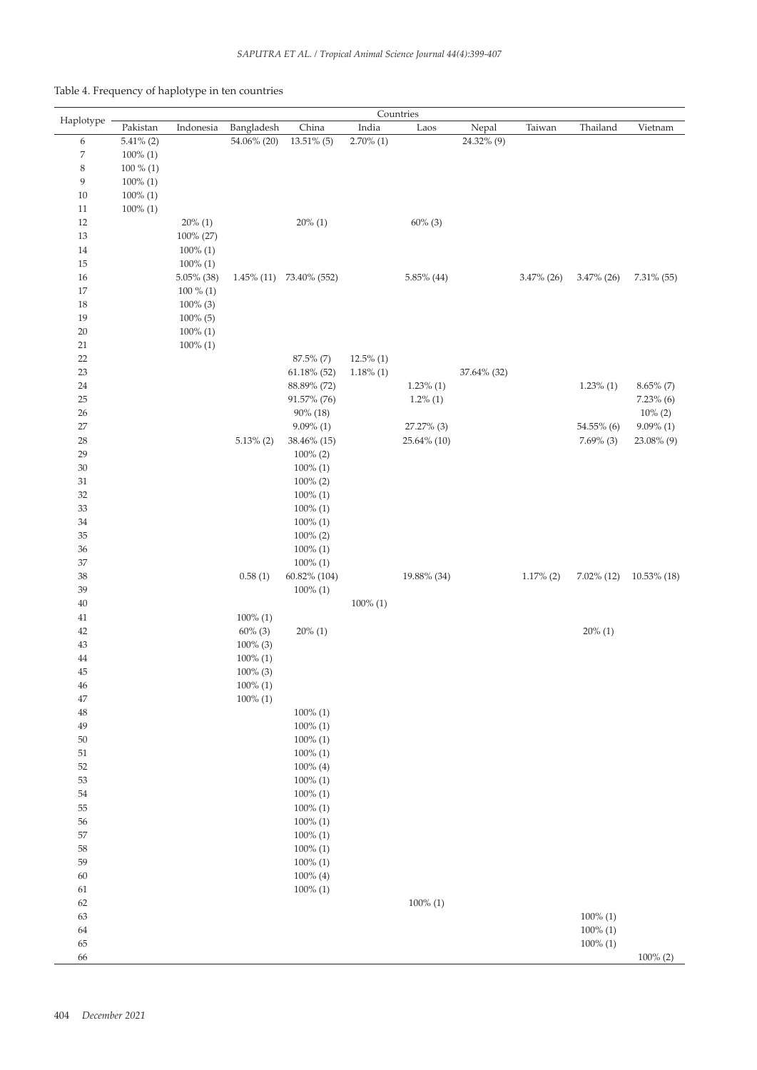Table 4. Frequency of haplotype in ten countries

| Haplotype | Countries | | | | | | | | | |
|---|---|---|---|---|---|---|---|---|---|---|
| | Pakistan | Indonesia | Bangladesh | China | India | Laos | Nepal | Taiwan | Thailand | Vietnam |
| 6 | 5.41% (2) | | 54.06% (20) | 13.51% (5) | 2.70% (1) | | 24.32% (9) | | | |
| 7 | 100% (1) | | | | | | | | | |
| 8 | 100 % (1) | | | | | | | | | |
| 9 | 100% (1) | | | | | | | | | |
| 10 | 100% (1) | | | | | | | | | |
| 11 | 100% (1) | | | | | | | | | |
| 12 | | 20% (1) | | 20% (1) | | 60% (3) | | | | |
| 13 | | 100% (27) | | | | | | | | |
| 14 | | 100% (1) | | | | | | | | |
| 15 | | 100% (1) | | | | | | | | |
| 16 | | 5.05% (38) | 1.45% (11) | 73.40% (552) | | 5.85% (44) | | 3.47% (26) | 3.47% (26) | 7.31% (55) |
| 17 | | 100 % (1) | | | | | | | | |
| 18 | | 100% (3) | | | | | | | | |
| 19 | | 100% (5) | | | | | | | | |
| 20 | | 100% (1) | | | | | | | | |
| 21 | | 100% (1) | | | | | | | | |
| 22 | | | | 87.5% (7) | 12.5% (1) | | | | | |
| 23 | | | | 61.18% (52) | 1.18% (1) | | 37.64% (32) | | | |
| 24 | | | | 88.89% (72) | | 1.23% (1) | | | 1.23% (1) | 8.65% (7) |
| 25 | | | | 91.57% (76) | | 1.2% (1) | | | | 7.23% (6) |
| 26 | | | | 90% (18) | | | | | | 10% (2) |
| 27 | | | | 9.09% (1) | | 27.27% (3) | | | 54.55% (6) | 9.09% (1) |
| 28 | | | 5.13% (2) | 38.46% (15) | | 25.64% (10) | | | 7.69% (3) | 23.08% (9) |
| 29 | | | | 100% (2) | | | | | | |
| 30 | | | | 100% (1) | | | | | | |
| 31 | | | | 100% (2) | | | | | | |
| 32 | | | | 100% (1) | | | | | | |
| 33 | | | | 100% (1) | | | | | | |
| 34 | | | | 100% (1) | | | | | | |
| 35 | | | | 100% (2) | | | | | | |
| 36 | | | | 100% (1) | | | | | | |
| 37 | | | | 100% (1) | | | | | | |
| 38 | | | 0.58 (1) | 60.82% (104) | | 19.88% (34) | | 1.17% (2) | 7.02% (12) | 10.53% (18) |
| 39 | | | | 100% (1) | | | | | | |
| 40 | | | | | 100% (1) | | | | | |
| 41 | | | 100% (1) | | | | | | | |
| 42 | | | 60% (3) | 20% (1) | | | | | 20% (1) | |
| 43 | | | 100% (3) | | | | | | | |
| 44 | | | 100% (1) | | | | | | | |
| 45 | | | 100% (3) | | | | | | | |
| 46 | | | 100% (1) | | | | | | | |
| 47 | | | 100% (1) | | | | | | | |
| 48 | | | | 100% (1) | | | | | | |
| 49 | | | | 100% (1) | | | | | | |
| 50 | | | | 100% (1) | | | | | | |
| 51 | | | | 100% (1) | | | | | | |
| 52 | | | | 100% (4) | | | | | | |
| 53 | | | | 100% (1) | | | | | | |
| 54 | | | | 100% (1) | | | | | | |
| 55 | | | | 100% (1) | | | | | | |
| 56 | | | | 100% (1) | | | | | | |
| 57 | | | | 100% (1) | | | | | | |
| 58 | | | | 100% (1) | | | | | | |
| 59 | | | | 100% (1) | | | | | | |
| 60 | | | | 100% (4) | | | | | | |
| 61 | | | | 100% (1) | | | | | | |
| 62 | | | | | | 100% (1) | | | | |
| 63 | | | | | | | | | 100% (1) | |
| 64 | | | | | | | | | 100% (1) | |
| 65 | | | | | | | | | 100% (1) | |
| 66 | | | | | | | | | | 100% (2) |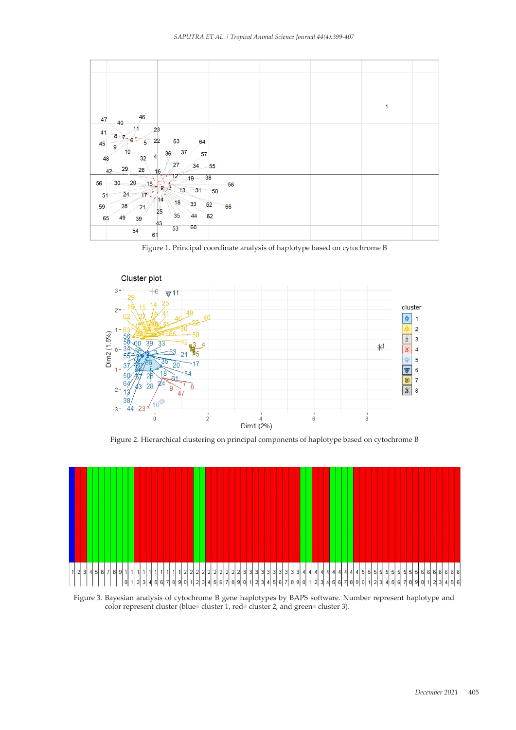Figure 1. Principal coordinate analysis of haplotype based on cytochrome B

Figure 2. Hierarchical clustering on principal components of haplotype based on cytochrome B

Figure 3. Bayesian analysis of cytochrome B gene haplotypes by BAPS software. Number represent haplotype and color represent cluster (blue= cluster 1, red= cluster 2, and green= cluster 3).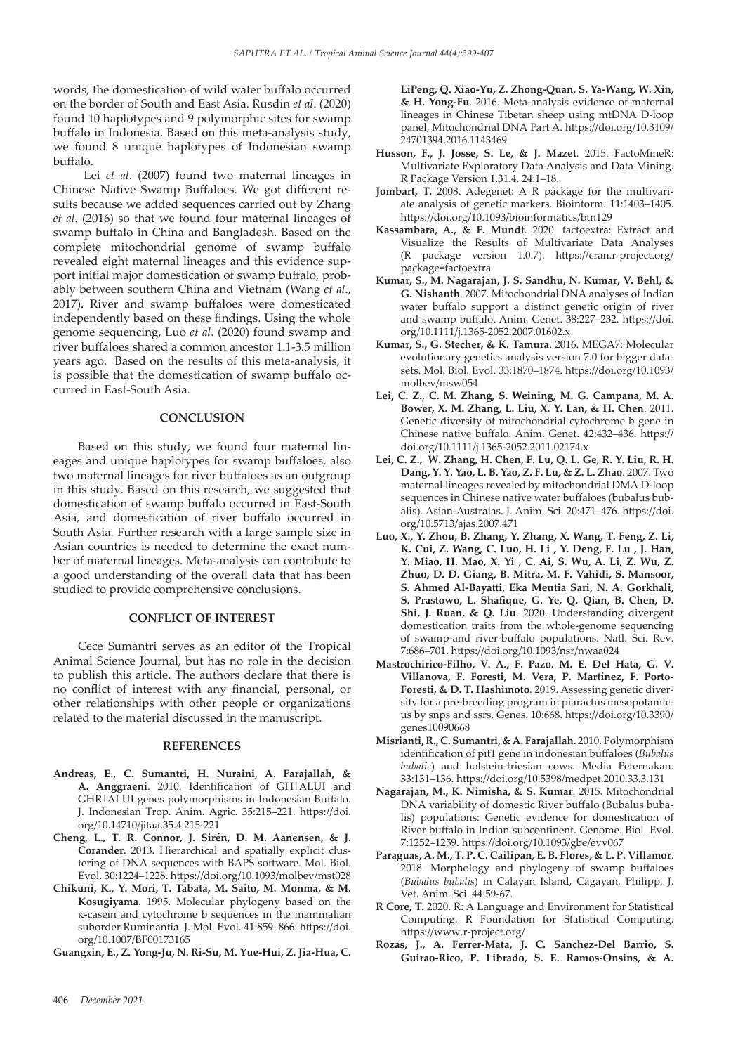words, the domestication of wild water buffalo occurred on the border of South and East Asia. Rusdin *et al*. (2020) found 10 haplotypes and 9 polymorphic sites for swamp buffalo in Indonesia. Based on this meta-analysis study, we found 8 unique haplotypes of Indonesian swamp buffalo.

Lei *et al*. (2007) found two maternal lineages in Chinese Native Swamp Buffaloes. We got different results because we added sequences carried out by Zhang *et al*. (2016) so that we found four maternal lineages of swamp buffalo in China and Bangladesh. Based on the complete mitochondrial genome of swamp buffalo revealed eight maternal lineages and this evidence support initial major domestication of swamp buffalo, probably between southern China and Vietnam (Wang *et al*., 2017). River and swamp buffaloes were domesticated independently based on these findings. Using the whole genome sequencing, Luo *et al*. (2020) found swamp and river buffaloes shared a common ancestor 1.1-3.5 million years ago. Based on the results of this meta-analysis, it is possible that the domestication of swamp buffalo occurred in East-South Asia.

## CONCLUSION

Based on this study, we found four maternal lineages and unique haplotypes for swamp buffaloes, also two maternal lineages for river buffaloes as an outgroup in this study. Based on this research, we suggested that domestication of swamp buffalo occurred in East-South Asia, and domestication of river buffalo occurred in South Asia. Further research with a large sample size in Asian countries is needed to determine the exact number of maternal lineages. Meta-analysis can contribute to a good understanding of the overall data that has been studied to provide comprehensive conclusions.

## CONFLICT OF INTEREST

Cece Sumantri serves as an editor of the Tropical Animal Science Journal, but has no role in the decision to publish this article. The authors declare that there is no conflict of interest with any financial, personal, or other relationships with other people or organizations related to the material discussed in the manuscript.

## REFERENCES

**Andreas, E., C. Sumantri, H. Nuraini, A. Farajallah, & A. Anggraeni**. 2010. Identification of GH|ALUI and GHR|ALUI genes polymorphisms in Indonesian Buffalo. J. Indonesian Trop. Anim. Agric. 35:215–221. https://doi.org/10.14710/jitaa.35.4.215-221

**Cheng, L., T. R. Connor, J. Sirén, D. M. Aanensen, & J. Corander**. 2013. Hierarchical and spatially explicit clustering of DNA sequences with BAPS software. Mol. Biol. Evol. 30:1224–1228. https://doi.org/10.1093/molbev/mst028

**Chikuni, K., Y. Mori, T. Tabata, M. Saito, M. Monma, & M. Kosugiyama**. 1995. Molecular phylogeny based on the κ-casein and cytochrome b sequences in the mammalian suborder Ruminantia. J. Mol. Evol. 41:859–866. https://doi.org/10.1007/BF00173165

**Guangxin, E., Z. Yong-Ju, N. Ri-Su, M. Yue-Hui, Z. Jia-Hua, C. LiPeng, Q. Xiao-Yu, Z. Zhong-Quan, S. Ya-Wang, W. Xin, & H. Yong-Fu**. 2016. Meta-analysis evidence of maternal lineages in Chinese Tibetan sheep using mtDNA D-loop panel, Mitochondrial DNA Part A. https://doi.org/10.3109/24701394.2016.1143469

**Husson, F., J. Josse, S. Le, & J. Mazet**. 2015. FactoMineR: Multivariate Exploratory Data Analysis and Data Mining. R Package Version 1.31.4. 24:1–18.

**Jombart, T.** 2008. Adegenet: A R package for the multivariate analysis of genetic markers. Bioinform. 11:1403–1405. https://doi.org/10.1093/bioinformatics/btn129

**Kassambara, A., & F. Mundt**. 2020. factoextra: Extract and Visualize the Results of Multivariate Data Analyses (R package version 1.0.7). https://cran.r-project.org/package=factoextra

**Kumar, S., M. Nagarajan, J. S. Sandhu, N. Kumar, V. Behl, & G. Nishanth**. 2007. Mitochondrial DNA analyses of Indian water buffalo support a distinct genetic origin of river and swamp buffalo. Anim. Genet. 38:227–232. https://doi.org/10.1111/j.1365-2052.2007.01602.x

**Kumar, S., G. Stecher, & K. Tamura**. 2016. MEGA7: Molecular evolutionary genetics analysis version 7.0 for bigger datasets. Mol. Biol. Evol. 33:1870–1874. https://doi.org/10.1093/molbev/msw054

**Lei, C. Z., C. M. Zhang, S. Weining, M. G. Campana, M. A. Bower, X. M. Zhang, L. Liu, X. Y. Lan, & H. Chen**. 2011. Genetic diversity of mitochondrial cytochrome b gene in Chinese native buffalo. Anim. Genet. 42:432–436. https://doi.org/10.1111/j.1365-2052.2011.02174.x

**Lei, C. Z., W. Zhang, H. Chen, F. Lu, Q. L. Ge, R. Y. Liu, R. H. Dang, Y. Y. Yao, L. B. Yao, Z. F. Lu, & Z. L. Zhao**. 2007. Two maternal lineages revealed by mitochondrial DMA D-loop sequences in Chinese native water buffaloes (bubalus bubalis). Asian-Australas. J. Anim. Sci. 20:471–476. https://doi.org/10.5713/ajas.2007.471

**Luo, X., Y. Zhou, B. Zhang, Y. Zhang, X. Wang, T. Feng, Z. Li, K. Cui, Z. Wang, C. Luo, H. Li , Y. Deng, F. Lu , J. Han, Y. Miao, H. Mao, X. Yi , C. Ai, S. Wu, A. Li, Z. Wu, Z. Zhuo, D. D. Giang, B. Mitra, M. F. Vahidi, S. Mansoor, S. Ahmed Al-Bayatti, Eka Meutia Sari, N. A. Gorkhali, S. Prastowo, L. Shafique, G. Ye, Q. Qian, B. Chen, D. Shi, J. Ruan, & Q. Liu**. 2020. Understanding divergent domestication traits from the whole-genome sequencing of swamp-and river-buffalo populations. Natl. Sci. Rev. 7:686–701. https://doi.org/10.1093/nsr/nwaa024

**Mastrochirico-Filho, V. A., F. Pazo. M. E. Del Hata, G. V. Villanova, F. Foresti, M. Vera, P. Martínez, F. Porto-Foresti, & D. T. Hashimoto**. 2019. Assessing genetic diversity for a pre-breeding program in piaractus mesopotamicus by snps and ssrs. Genes. 10:668. https://doi.org/10.3390/genes10090668

**Misrianti, R., C. Sumantri, & A. Farajallah**. 2010. Polymorphism identification of pit1 gene in indonesian buffaloes (*Bubalus bubalis*) and holstein-friesian cows. Media Peternakan. 33:131–136. https://doi.org/10.5398/medpet.2010.33.3.131

**Nagarajan, M., K. Nimisha, & S. Kumar**. 2015. Mitochondrial DNA variability of domestic River buffalo (Bubalus bubalis) populations: Genetic evidence for domestication of River buffalo in Indian subcontinent. Genome. Biol. Evol. 7:1252–1259. https://doi.org/10.1093/gbe/evv067

**Paraguas, A. M., T. P. C. Cailipan, E. B. Flores, & L. P. Villamor**. 2018. Morphology and phylogeny of swamp buffaloes (*Bubalus bubalis*) in Calayan Island, Cagayan. Philipp. J. Vet. Anim. Sci. 44:59-67.

**R Core, T.** 2020. R: A Language and Environment for Statistical Computing. R Foundation for Statistical Computing. https://www.r-project.org/

**Rozas, J., A. Ferrer-Mata, J. C. Sanchez-Del Barrio, S. Guirao-Rico, P. Librado, S. E. Ramos-Onsins, & A.**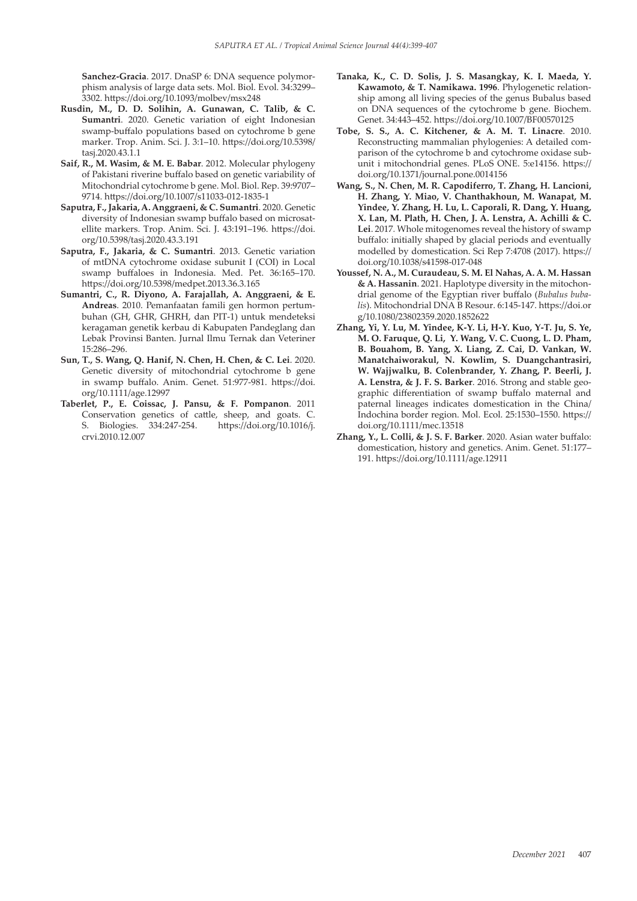**Sanchez-Gracia**. 2017. DnaSP 6: DNA sequence polymorphism analysis of large data sets. Mol. Biol. Evol. 34:3299–3302. https://doi.org/10.1093/molbev/msx248

**Rusdin, M., D. D. Solihin, A. Gunawan, C. Talib, & C. Sumantri**. 2020. Genetic variation of eight Indonesian swamp-buffalo populations based on cytochrome b gene marker. Trop. Anim. Sci. J. 3:1–10. https://doi.org/10.5398/tasj.2020.43.1.1

**Saif, R., M. Wasim, & M. E. Babar**. 2012. Molecular phylogeny of Pakistani riverine buffalo based on genetic variability of Mitochondrial cytochrome b gene. Mol. Biol. Rep. 39:9707–9714. https://doi.org/10.1007/s11033-012-1835-1

**Saputra, F., Jakaria, A. Anggraeni, & C. Sumantri**. 2020. Genetic diversity of Indonesian swamp buffalo based on microsatellite markers. Trop. Anim. Sci. J. 43:191–196. https://doi.org/10.5398/tasj.2020.43.3.191

**Saputra, F., Jakaria, & C. Sumantri**. 2013. Genetic variation of mtDNA cytochrome oxidase subunit I (COI) in Local swamp buffaloes in Indonesia. Med. Pet. 36:165–170. https://doi.org/10.5398/medpet.2013.36.3.165

**Sumantri, C., R. Diyono, A. Farajallah, A. Anggraeni, & E. Andreas**. 2010. Pemanfaatan famili gen hormon pertumbuhan (GH, GHR, GHRH, dan PIT-1) untuk mendeteksi keragaman genetik kerbau di Kabupaten Pandeglang dan Lebak Provinsi Banten. Jurnal Ilmu Ternak dan Veteriner 15:286–296.

**Sun, T., S. Wang, Q. Hanif, N. Chen, H. Chen, & C. Lei**. 2020. Genetic diversity of mitochondrial cytochrome b gene in swamp buffalo. Anim. Genet. 51:977-981. https://doi.org/10.1111/age.12997

**Taberlet, P., E. Coissac, J. Pansu, & F. Pompanon**. 2011 Conservation genetics of cattle, sheep, and goats. C. S. Biologies. 334:247-254. https://doi.org/10.1016/j.crvi.2010.12.007

**Tanaka, K., C. D. Solis, J. S. Masangkay, K. I. Maeda, Y. Kawamoto, & T. Namikawa. 1996**. Phylogenetic relationship among all living species of the genus Bubalus based on DNA sequences of the cytochrome b gene. Biochem. Genet. 34:443–452. https://doi.org/10.1007/BF00570125

**Tobe, S. S., A. C. Kitchener, & A. M. T. Linacre**. 2010. Reconstructing mammalian phylogenies: A detailed comparison of the cytochrome b and cytochrome oxidase subunit i mitochondrial genes. PLoS ONE. 5:e14156. https://doi.org/10.1371/journal.pone.0014156

**Wang, S., N. Chen, M. R. Capodiferro, T. Zhang, H. Lancioni, H. Zhang, Y. Miao, V. Chanthakhoun, M. Wanapat, M. Yindee, Y. Zhang, H. Lu, L. Caporali, R. Dang, Y. Huang, X. Lan, M. Plath, H. Chen, J. A. Lenstra, A. Achilli & C. Lei**. 2017. Whole mitogenomes reveal the history of swamp buffalo: initially shaped by glacial periods and eventually modelled by domestication. Sci Rep 7:4708 (2017). https://doi.org/10.1038/s41598-017-048

**Youssef, N. A., M. Curaudeau, S. M. El Nahas, A. A. M. Hassan & A. Hassanin**. 2021. Haplotype diversity in the mitochondrial genome of the Egyptian river buffalo (*Bubalus bubalis*). Mitochondrial DNA B Resour. 6:145-147. https://doi.org/10.1080/23802359.2020.1852622

**Zhang, Yi, Y. Lu, M. Yindee, K-Y. Li, H-Y. Kuo, Y-T. Ju, S. Ye, M. O. Faruque, Q. Li, Y. Wang, V. C. Cuong, L. D. Pham, B. Bouahom, B. Yang, X. Liang, Z. Cai, D. Vankan, W. Manatchaiworakul, N. Kowlim, S. Duangchantrasiri, W. Wajjwalku, B. Colenbrander, Y. Zhang, P. Beerli, J. A. Lenstra, & J. F. S. Barker**. 2016. Strong and stable geographic differentiation of swamp buffalo maternal and paternal lineages indicates domestication in the China/Indochina border region. Mol. Ecol. 25:1530–1550. https://doi.org/10.1111/mec.13518

**Zhang, Y., L. Colli, & J. S. F. Barker**. 2020. Asian water buffalo: domestication, history and genetics. Anim. Genet. 51:177–191. https://doi.org/10.1111/age.12911